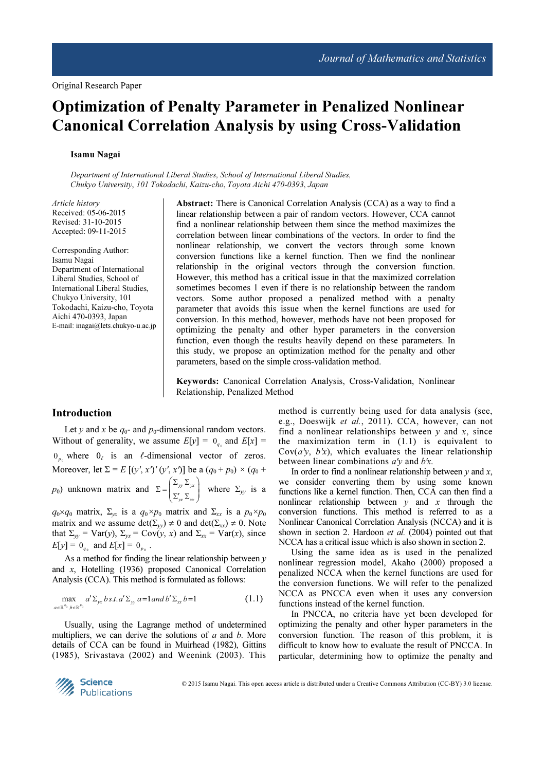Original Research Paper

# Optimization of Penalty Parameter in Penalized Nonlinear Canonical Correlation Analysis by using Cross-Validation

**Isamu Nagai**

*Department of International Liberal Studies, School of International Liberal Studies, Chukyo University, 101 Tokodachi, Kaizu-cho, Toyota Aichi 470-0393, Japan*

*Article history*
Received: 05-06-2015
Revised: 31-10-2015
Accepted: 09-11-2015

Corresponding Author:
Isamu Nagai
Department of International Liberal Studies, School of International Liberal Studies, Chukyo University, 101 Tokodachi, Kaizu-cho, Toyota Aichi 470-0393, Japan
E-mail: inagai@lets.chukyo-u.ac.jp

**Abstract:** There is Canonical Correlation Analysis (CCA) as a way to find a linear relationship between a pair of random vectors. However, CCA cannot find a nonlinear relationship between them since the method maximizes the correlation between linear combinations of the vectors. In order to find the nonlinear relationship, we convert the vectors through some known conversion functions like a kernel function. Then we find the nonlinear relationship in the original vectors through the conversion function. However, this method has a critical issue in that the maximized correlation sometimes becomes 1 even if there is no relationship between the random vectors. Some author proposed a penalized method with a penalty parameter that avoids this issue when the kernel functions are used for conversion. In this method, however, methods have not been proposed for optimizing the penalty and other hyper parameters in the conversion function, even though the results heavily depend on these parameters. In this study, we propose an optimization method for the penalty and other parameters, based on the simple cross-validation method.

**Keywords:** Canonical Correlation Analysis, Cross-Validation, Nonlinear Relationship, Penalized Method

## Introduction

Let $y$ and $x$ be $q_0$- and $p_0$-dimensional random vectors. Without of generality, we assume $E[y] = 0_{q_0}$ and $E[x] = 0_{p_0}$ where $0_\ell$ is an $\ell$-dimensional vector of zeros. Moreover, let $\Sigma = E[(y', x')'(y', x')]$ be a $(q_0 + p_0) \times (q_0 + p_0)$ unknown matrix and $\Sigma = \begin{pmatrix} \Sigma_{yy} & \Sigma_{yx} \\ \Sigma'_{yx} & \Sigma_{xx} \end{pmatrix}$ where $\Sigma_{yy}$ is a $q_0 \times q_0$ matrix, $\Sigma_{yx}$ is a $q_0 \times p_0$ matrix and $\Sigma_{xx}$ is a $p_0 \times p_0$ matrix and we assume $\det(\Sigma_{yy}) \neq 0$ and $\det(\Sigma_{xx}) \neq 0$. Note that $\Sigma_{yy} = \mathrm{Var}(y)$, $\Sigma_{yx} = \mathrm{Cov}(y, x)$ and $\Sigma_{xx} = \mathrm{Var}(x)$, since $E[y] = 0_{q_0}$ and $E[x] = 0_{p_0}$.

As a method for finding the linear relationship between $y$ and $x$, Hotelling (1936) proposed Canonical Correlation Analysis (CCA). This method is formulated as follows:

$$\max_{a \in \mathbb{R}^{q_0}, b \in \mathbb{R}^{p_0}} a'\Sigma_{yx} b \; s.t. \; a'\Sigma_{yy} a = 1 \; and \; b'\Sigma_{xx} b = 1 \tag{1.1}$$

Usually, using the Lagrange method of undetermined multipliers, we can derive the solutions of $a$ and $b$. More details of CCA can be found in Muirhead (1982), Gittins (1985), Srivastava (2002) and Weenink (2003). This method is currently being used for data analysis (see, e.g., Doeswijk *et al.*, 2011). CCA, however, can not find a nonlinear relationships between $y$ and $x$, since the maximization term in (1.1) is equivalent to $\mathrm{Cov}(a'y, b'x)$, which evaluates the linear relationship between linear combinations $a'y$ and $b'x$.

In order to find a nonlinear relationship between $y$ and $x$, we consider converting them by using some known functions like a kernel function. Then, CCA can then find a nonlinear relationship between $y$ and $x$ through the conversion functions. This method is referred to as a Nonlinear Canonical Correlation Analysis (NCCA) and it is shown in section 2. Hardoon *et al.* (2004) pointed out that NCCA has a critical issue which is also shown in section 2.

Using the same idea as is used in the penalized nonlinear regression model, Akaho (2000) proposed a penalized NCCA when the kernel functions are used for the conversion functions. We will refer to the penalized NCCA as PNCCA even when it uses any conversion functions instead of the kernel function.

In PNCCA, no criteria have yet been developed for optimizing the penalty and other hyper parameters in the conversion function. The reason of this problem, it is difficult to know how to evaluate the result of PNCCA. In particular, determining how to optimize the penalty and

© 2015 Isamu Nagai. This open access article is distributed under a Creative Commons Attribution (CC-BY) 3.0 license.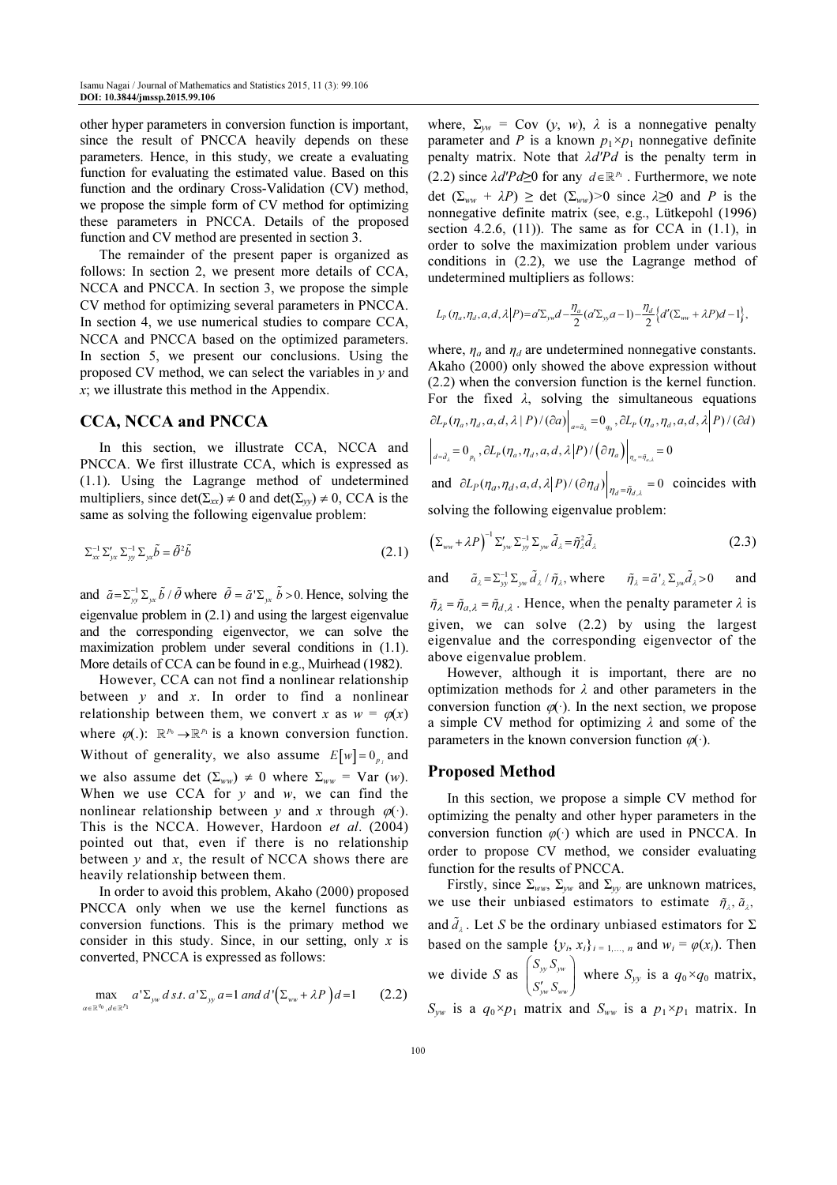other hyper parameters in conversion function is important, since the result of PNCCA heavily depends on these parameters. Hence, in this study, we create a evaluating function for evaluating the estimated value. Based on this function and the ordinary Cross-Validation (CV) method, we propose the simple form of CV method for optimizing these parameters in PNCCA. Details of the proposed function and CV method are presented in section 3.

The remainder of the present paper is organized as follows: In section 2, we present more details of CCA, NCCA and PNCCA. In section 3, we propose the simple CV method for optimizing several parameters in PNCCA. In section 4, we use numerical studies to compare CCA, NCCA and PNCCA based on the optimized parameters. In section 5, we present our conclusions. Using the proposed CV method, we can select the variables in $y$ and $x$; we illustrate this method in the Appendix.

## CCA, NCCA and PNCCA

In this section, we illustrate CCA, NCCA and PNCCA. We first illustrate CCA, which is expressed as (1.1). Using the Lagrange method of undetermined multipliers, since $\det(\Sigma_{xx}) \neq 0$ and $\det(\Sigma_{yy}) \neq 0$, CCA is the same as solving the following eigenvalue problem:

$$\Sigma_{xx}^{-1}\Sigma_{yx}'\Sigma_{yy}^{-1}\Sigma_{yx}\tilde{b} = \tilde{\theta}^2\tilde{b} \tag{2.1}$$

and $\tilde{a} = \Sigma_{yy}^{-1}\Sigma_{yx}\tilde{b}/\tilde{\theta}$ where $\tilde{\theta} = \tilde{a}'\Sigma_{yx}\tilde{b} > 0$. Hence, solving the eigenvalue problem in (2.1) and using the largest eigenvalue and the corresponding eigenvector, we can solve the maximization problem under several conditions in (1.1). More details of CCA can be found in e.g., Muirhead (1982).

However, CCA can not find a nonlinear relationship between $y$ and $x$. In order to find a nonlinear relationship between them, we convert $x$ as $w = \varphi(x)$ where $\varphi(.)$: $\mathbb{R}^{p_0} \to \mathbb{R}^{p_1}$ is a known conversion function. Without of generality, we also assume $E[w] = 0_{p_1}$ and we also assume $\det(\Sigma_{ww}) \neq 0$ where $\Sigma_{ww} = \text{Var}(w)$. When we use CCA for $y$ and $w$, we can find the nonlinear relationship between $y$ and $x$ through $\varphi(\cdot)$. This is the NCCA. However, Hardoon *et al*. (2004) pointed out that, even if there is no relationship between $y$ and $x$, the result of NCCA shows there are heavily relationship between them.

In order to avoid this problem, Akaho (2000) proposed PNCCA only when we use the kernel functions as conversion functions. This is the primary method we consider in this study. Since, in our setting, only $x$ is converted, PNCCA is expressed as follows:

$$\max_{a \in \mathbb{R}^{q_0}, d \in \mathbb{R}^{p_1}} a'\Sigma_{yw}d \ s.t. \ a'\Sigma_{yy}a = 1 \ and \ d'(\Sigma_{ww} + \lambda P)d = 1 \tag{2.2}$$

where, $\Sigma_{yw} = \text{Cov}(y, w)$, $\lambda$ is a nonnegative penalty parameter and $P$ is a known $p_1 \times p_1$ nonnegative definite penalty matrix. Note that $\lambda d'Pd$ is the penalty term in (2.2) since $\lambda d'Pd \geq 0$ for any $d \in \mathbb{R}^{p_1}$. Furthermore, we note $\det(\Sigma_{ww} + \lambda P) \geq \det(\Sigma_{ww}) > 0$ since $\lambda \geq 0$ and $P$ is the nonnegative definite matrix (see, e.g., Lütkepohl (1996) section 4.2.6, (11)). The same as for CCA in (1.1), in order to solve the maximization problem under various conditions in (2.2), we use the Lagrange method of undetermined multipliers as follows:

$$L_P(\eta_a, \eta_d, a, d, \lambda | P) = a'\Sigma_{yw}d - \frac{\eta_a}{2}(a'\Sigma_{yy}a - 1) - \frac{\eta_d}{2}\{d'(\Sigma_{ww} + \lambda P)d - 1\},$$

where, $\eta_a$ and $\eta_d$ are undetermined nonnegative constants. Akaho (2000) only showed the above expression without (2.2) when the conversion function is the kernel function. For the fixed $\lambda$, solving the simultaneous equations $\partial L_P(\eta_a, \eta_d, a, d, \lambda | P)/(\partial a)\big|_{a=\tilde{a}_\lambda} = 0_{q_0}$, $\partial L_P(\eta_a, \eta_d, a, d, \lambda | P)/(\partial d)\big|_{d=\tilde{d}_\lambda} = 0_{p_1}$, $\partial L_P(\eta_a, \eta_d, a, d, \lambda | P)/(\partial \eta_a)\big|_{\eta_a=\tilde{\eta}_{a,\lambda}} = 0$ and $\partial L_P(\eta_a, \eta_d, a, d, \lambda | P)/(\partial \eta_d)\big|_{\eta_d=\tilde{\eta}_{d,\lambda}} = 0$ coincides with solving the following eigenvalue problem:

$$(\Sigma_{ww} + \lambda P)^{-1}\Sigma_{yw}'\Sigma_{yy}^{-1}\Sigma_{yw}\tilde{d}_\lambda = \tilde{\eta}_\lambda^2\tilde{d}_\lambda \tag{2.3}$$

and $\tilde{a}_\lambda = \Sigma_{yy}^{-1}\Sigma_{yw}\tilde{d}_\lambda/\tilde{\eta}_\lambda$, where $\tilde{\eta}_\lambda = \tilde{a}'_\lambda\Sigma_{yw}\tilde{d}_\lambda > 0$ and $\tilde{\eta}_\lambda = \tilde{\eta}_{a,\lambda} = \tilde{\eta}_{d,\lambda}$. Hence, when the penalty parameter $\lambda$ is given, we can solve (2.2) by using the largest eigenvalue and the corresponding eigenvector of the above eigenvalue problem.

However, although it is important, there are no optimization methods for $\lambda$ and other parameters in the conversion function $\varphi(\cdot)$. In the next section, we propose a simple CV method for optimizing $\lambda$ and some of the parameters in the known conversion function $\varphi(\cdot)$.

## Proposed Method

In this section, we propose a simple CV method for optimizing the penalty and other hyper parameters in the conversion function $\varphi(\cdot)$ which are used in PNCCA. In order to propose CV method, we consider evaluating function for the results of PNCCA.

Firstly, since $\Sigma_{ww}$, $\Sigma_{yw}$ and $\Sigma_{yy}$ are unknown matrices, we use their unbiased estimators to estimate $\tilde{\eta}_\lambda$, $\tilde{a}_\lambda$, and $\tilde{d}_\lambda$. Let $S$ be the ordinary unbiased estimators for $\Sigma$ based on the sample $\{y_i, x_i\}_{i=1,\ldots,n}$ and $w_i = \varphi(x_i)$. Then we divide $S$ as $\begin{pmatrix} S_{yy} & S_{yw} \\ S_{yw}' & S_{ww} \end{pmatrix}$ where $S_{yy}$ is a $q_0 \times q_0$ matrix, $S_{yw}$ is a $q_0 \times p_1$ matrix and $S_{ww}$ is a $p_1 \times p_1$ matrix. In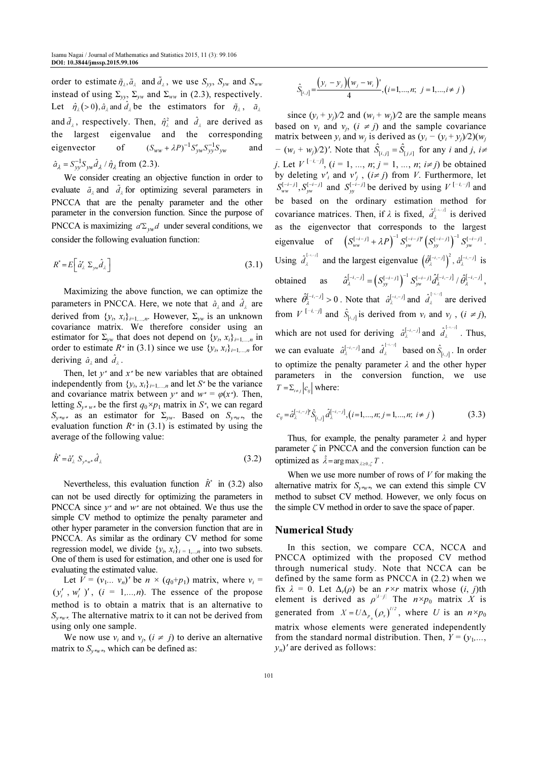order to estimate $\tilde{\eta}_\lambda, \tilde{a}_\lambda$ and $\tilde{d}_\lambda$, we use $S_{yy}$, $S_{yw}$ and $S_{ww}$ instead of using $\Sigma_{yy}$, $\Sigma_{yw}$ and $\Sigma_{ww}$ in (2.3), respectively. Let $\hat{\eta}_\lambda (>0), \hat{a}_\lambda$ and $\hat{d}_\lambda$ be the estimators for $\tilde{\eta}_\lambda$, $\tilde{a}_\lambda$ and $\tilde{d}_\lambda$, respectively. Then, $\hat{\eta}_\lambda^2$ and $\hat{d}_\lambda$ are derived as the largest eigenvalue and the corresponding eigenvector of $(S_{ww} + \lambda P)^{-1} S'_{yw} S_{yy}^{-1} S_{yw}$ and $\hat{a}_\lambda = S_{yy}^{-1} S_{yw} \hat{d}_\lambda / \hat{\eta}_\lambda$ from (2.3).

We consider creating an objective function in order to evaluate $\hat{a}_\lambda$ and $\hat{d}_\lambda$ for optimizing several parameters in PNCCA that are the penalty parameter and the other parameter in the conversion function. Since the purpose of PNCCA is maximizing $a'\Sigma_{yw}d$ under several conditions, we consider the following evaluation function:

$$R^* = E\left[\hat{a}'_\lambda \Sigma_{yw} \hat{d}_\lambda\right] \tag{3.1}$$

Maximizing the above function, we can optimize the parameters in PNCCA. Here, we note that $\hat{a}_\lambda$ and $\hat{d}_\lambda$ are derived from $\{y_i, x_i\}_{i=1,\ldots,n}$. However, $\Sigma_{yw}$ is an unknown covariance matrix. We therefore consider using an estimator for $\Sigma_{yw}$ that does not depend on $\{y_i, x_i\}_{i=1,\ldots,n}$ in order to estimate $R^*$ in (3.1) since we use $\{y_i, x_i\}_{i=1,\ldots,n}$ for deriving $\hat{a}_\lambda$ and $\hat{d}_\lambda$.

Then, let $y^*$ and $x^*$ be new variables that are obtained independently from $\{y_i, x_i\}_{i=1,\ldots,n}$ and let $S^*$ be the variance and covariance matrix between $y^*$ and $w^* = \varphi(x^*)$. Then, letting $S_{y^*w^*}$ be the first $q_0 \times p_1$ matrix in $S^*$, we can regard $S_{y^*w^*}$ as an estimator for $\Sigma_{yw}$. Based on $S_{y^*w^*}$, the evaluation function $R^*$ in (3.1) is estimated by using the average of the following value:

$$\hat{R}^* = \hat{a}'_\lambda S_{y^*w^*} \hat{d}_\lambda \tag{3.2}$$

Nevertheless, this evaluation function $\hat{R}^*$ in (3.2) also can not be used directly for optimizing the parameters in PNCCA since $y^*$ and $w^*$ are not obtained. We thus use the simple CV method to optimize the penalty parameter and other hyper parameter in the conversion function that are in PNCCA. As similar as the ordinary CV method for some regression model, we divide $\{y_i, x_i\}_{i=1,\ldots,n}$ into two subsets. One of them is used for estimation, and other one is used for evaluating the estimated value.

Let $V = (v_1 \ldots v_n)'$ be $n \times (q_0+p_1)$ matrix, where $v_i = (y'_i, w'_i)'$, $(i = 1,\ldots,n)$. The essence of the propose method is to obtain a matrix that is an alternative to $S_{y^*w^*}$. The alternative matrix to it can not be derived from using only one sample.

We now use $v_i$ and $v_j$, $(i \neq j)$ to derive an alternative matrix to $S_{y^*w^*}$, which can be defined as:

$$\hat{S}_{[i,j]} = \frac{(y_i - y_j)(w_j - w_i)'}{4}, (i=1,\ldots,n;\ j=1,\ldots,i \neq j)$$

since $(y_i + y_j)/2$ and $(w_i + w_j)/2$ are the sample means based on $v_i$ and $v_j$, $(i \neq j)$ and the sample covariance matrix between $y_i$ and $w_j$ is derived as $(y_i - (y_i + y_j)/2)(w_j - (w_i + w_j)/2)'$. Note that $\hat{S}_{[i,j]} = \hat{S}_{[j,i]}$ for any $i$ and $j$, $i \neq j$. Let $V^{[-i,-j]}$, $(i = 1, \ldots, n;\ j = 1, \ldots, n;\ i \neq j)$ be obtained by deleting $v'_i$ and $v'_j$, $(i \neq j)$ from $V$. Furthermore, let $S_{ww}^{[-i-j]}, S_{yw}^{[-i-j]}$ and $S_{yy}^{[-i-j]}$ be derived by using $V^{[-i,-j]}$ and be based on the ordinary estimation method for covariance matrices. Then, if $\lambda$ is fixed, $\hat{d}_\lambda^{[-i,-j]}$ is derived as the eigenvector that corresponds to the largest eigenvalue of $\left(S_{ww}^{[-i-j]} + \lambda P\right)^{-1} S_{yw}^{[-i-j]\prime} \left(S_{yy}^{[-i-j]}\right)^{-1} S_{yw}^{[-i-j]}$. Using $\hat{d}_\lambda^{[-i,-j]}$ and the largest eigenvalue $\left(\hat{\theta}_\lambda^{[-i,-j]}\right)^2$, $\hat{a}_\lambda^{[-i,-j]}$ is obtained as $\hat{a}_\lambda^{[-i,-j]} = \left(S_{yy}^{[-i-j]}\right)^{-1} S_{yw}^{[-i-j]} \hat{d}_\lambda^{[-i,-j]} / \hat{\theta}_\lambda^{[-i,-j]}$, where $\hat{\theta}_\lambda^{[-i,-j]} > 0$. Note that $\hat{a}_\lambda^{[-i,-j]}$ and $\hat{d}_\lambda^{[-i,-j]}$ are derived from $V^{[-i,-j]}$ and $\hat{S}_{[i,j]}$ is derived from $v_i$ and $v_j$, $(i \neq j)$, which are not used for deriving $\hat{a}_\lambda^{[-i,-j]}$ and $\hat{d}_\lambda^{[-i,-j]}$. Thus, we can evaluate $\hat{a}_\lambda^{[-i,-j]}$ and $\hat{d}_\lambda^{[-i,-j]}$ based on $\hat{S}_{[i,j]}$. In order to optimize the penalty parameter $\lambda$ and the other hyper parameters in the conversion function, we use $T = \Sigma_{i \neq j} |c_{ij}|$ where:

$$c_{ij} = \hat{a}_\lambda^{[-i,-j]\prime} \hat{S}_{[i,j]} \hat{d}_\lambda^{[-i,-j]}, (i=1,\ldots,n;\ j=1,\ldots,n;\ i \neq j) \tag{3.3}$$

Thus, for example, the penalty parameter $\lambda$ and hyper parameter $\zeta$ in PNCCA and the conversion function can be optimized as $\hat{\lambda} = \arg\max_{\lambda \geq 0, \zeta} T$.

When we use more number of rows of $V$ for making the alternative matrix for $S_{y^*w^*}$, we can extend this simple CV method to subset CV method. However, we only focus on the simple CV method in order to save the space of paper.

## Numerical Study

In this section, we compare CCA, NCCA and PNCCA optimized with the proposed CV method through numerical study. Note that NCCA can be defined by the same form as PNCCA in (2.2) when we fix $\lambda = 0$. Let $\Delta_r(\rho)$ be an $r \times r$ matrix whose $(i, j)$th element is derived as $\rho^{|i-j|}$ The $n \times p_0$ matrix $X$ is generated from $X = U\Delta_{p_0}(\rho_x)^{1/2}$, where $U$ is an $n \times p_0$ matrix whose elements were generated independently from the standard normal distribution. Then, $Y = (y_1, \ldots, y_n)'$ are derived as follows: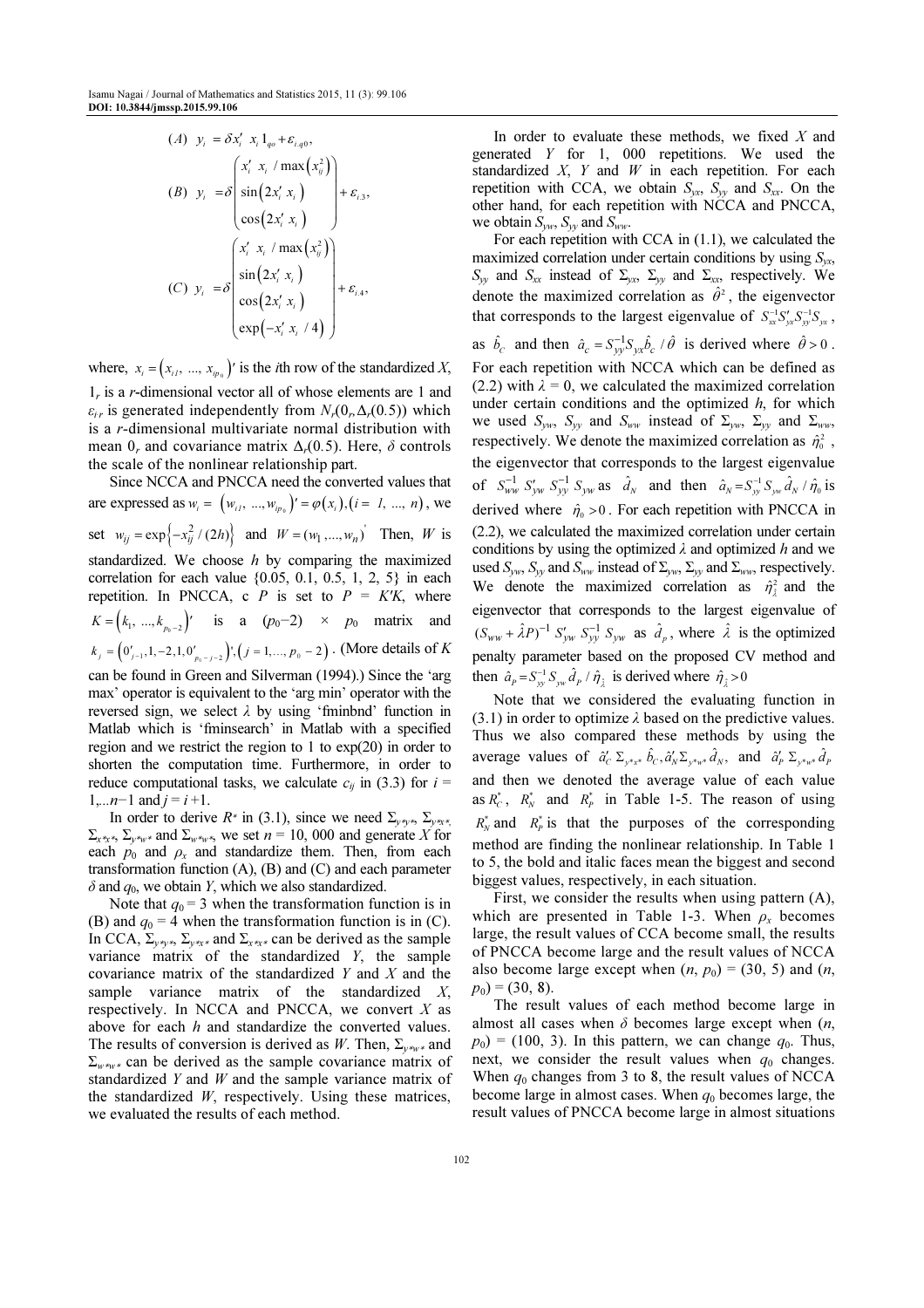$$(A)\quad y_i = \delta x_i' x_i 1_{q0} + \varepsilon_{i,q0},$$

$$(B)\quad y_i = \delta \begin{pmatrix} x_i' x_i / \max\left(x_{ij}^2\right) \\ \sin\left(2x_i' x_i\right) \\ \cos\left(2x_i' x_i\right) \end{pmatrix} + \varepsilon_{i,3},$$

$$(C)\quad y_i = \delta \begin{pmatrix} x_i' x_i / \max\left(x_{ij}^2\right) \\ \sin\left(2x_i' x_i\right) \\ \cos\left(2x_i' x_i\right) \\ \exp\left(-x_i' x_i / 4\right) \end{pmatrix} + \varepsilon_{i,4},$$

where, $x_i = \left(x_{i1}, \ldots, x_{ip_0}\right)'$ is the $i$th row of the standardized $X$, $1_r$ is a $r$-dimensional vector all of whose elements are 1 and $\varepsilon_{i\,r}$ is generated independently from $N_r(0_r, \Delta_r(0.5))$ which is a $r$-dimensional multivariate normal distribution with mean $0_r$ and covariance matrix $\Delta_r(0.5)$. Here, $\delta$ controls the scale of the nonlinear relationship part.

Since NCCA and PNCCA need the converted values that are expressed as $w_i = \left(w_{i1}, \ldots, w_{ip_0}\right)' = \varphi\left(x_i\right), \left(i = 1, \ldots, n\right)$, we set $w_{ij} = \exp\left\{-x_{ij}^2/(2h)\right\}$ and $W = (w_1, \ldots, w_n)'$ Then, $W$ is standardized. We choose $h$ by comparing the maximized correlation for each value {0.05, 0.1, 0.5, 1, 2, 5} in each repetition. In PNCCA, c $P$ is set to $P = K'K$, where $K = \left(k_1, \ldots, k_{p_0-2}\right)'$ is a $(p_0-2) \times p_0$ matrix and $k_j = \left(0_{j-1}', 1, -2, 1, 0_{p_0-j-2}'\right)', \left(j = 1, \ldots, p_0 - 2\right)$. (More details of $K$ can be found in Green and Silverman (1994).) Since the 'arg max' operator is equivalent to the 'arg min' operator with the reversed sign, we select $\lambda$ by using 'fminbnd' function in Matlab which is 'fminsearch' in Matlab with a specified region and we restrict the region to 1 to exp(20) in order to shorten the computation time. Furthermore, in order to reduce computational tasks, we calculate $c_{ij}$ in (3.3) for $i = 1, \ldots n-1$ and $j = i + 1$.

In order to derive $R^*$ in (3.1), since we need $\Sigma_{y^*y^*}$, $\Sigma_{y^*x^*}$, $\Sigma_{x^*x^*}$, $\Sigma_{y^*w^*}$ and $\Sigma_{w^*w^*}$, we set $n$ = 10, 000 and generate $X$ for each $p_0$ and $\rho_x$ and standardize them. Then, from each transformation function (A), (B) and (C) and each parameter $\delta$ and $q_0$, we obtain $Y$, which we also standardized.

Note that $q_0 = 3$ when the transformation function is in (B) and $q_0 = 4$ when the transformation function is in (C). In CCA, $\Sigma_{y^*y^*}$, $\Sigma_{y^*x^*}$ and $\Sigma_{x^*x^*}$ can be derived as the sample variance matrix of the standardized $Y$, the sample covariance matrix of the standardized $Y$ and $X$ and the sample variance matrix of the standardized $X$, respectively. In NCCA and PNCCA, we convert $X$ as above for each $h$ and standardize the converted values. The results of conversion is derived as $W$. Then, $\Sigma_{y^*w^*}$ and $\Sigma_{w^*w^*}$ can be derived as the sample covariance matrix of standardized $Y$ and $W$ and the sample variance matrix of the standardized $W$, respectively. Using these matrices, we evaluated the results of each method.

In order to evaluate these methods, we fixed $X$ and generated $Y$ for 1, 000 repetitions. We used the standardized $X$, $Y$ and $W$ in each repetition. For each repetition with CCA, we obtain $S_{yx}$, $S_{yy}$ and $S_{xx}$. On the other hand, for each repetition with NCCA and PNCCA, we obtain $S_{yw}$, $S_{yy}$ and $S_{ww}$.

For each repetition with CCA in (1.1), we calculated the maximized correlation under certain conditions by using $S_{yx}$, $S_{yy}$ and $S_{xx}$ instead of $\Sigma_{yx}$, $\Sigma_{yy}$ and $\Sigma_{xx}$, respectively. We denote the maximized correlation as $\hat{\theta}^2$, the eigenvector that corresponds to the largest eigenvalue of $S_{xx}^{-1} S_{yx}' S_{yy}^{-1} S_{yx}$, as $\hat{b}_C$ and then $\hat{a}_C = S_{yy}^{-1} S_{yx} \hat{b}_C / \hat{\theta}$ is derived where $\hat{\theta} > 0$. For each repetition with NCCA which can be defined as (2.2) with $\lambda = 0$, we calculated the maximized correlation under certain conditions and the optimized $h$, for which we used $S_{yw}$, $S_{yy}$ and $S_{ww}$ instead of $\Sigma_{yw}$, $\Sigma_{yy}$ and $\Sigma_{ww}$, respectively. We denote the maximized correlation as $\hat{\eta}_0^2$, the eigenvector that corresponds to the largest eigenvalue of $S_{ww}^{-1} S_{yw}' S_{yy}^{-1} S_{yw}$ as $\hat{d}_N$ and then $\hat{a}_N = S_{yy}^{-1} S_{yw} \hat{d}_N / \hat{\eta}_0$ is derived where $\hat{\eta}_0 > 0$. For each repetition with PNCCA in (2.2), we calculated the maximized correlation under certain conditions by using the optimized $\lambda$ and optimized $h$ and we used $S_{yw}$, $S_{yy}$ and $S_{ww}$ instead of $\Sigma_{yw}$, $\Sigma_{yy}$ and $\Sigma_{ww}$, respectively. We denote the maximized correlation as $\hat{\eta}_{\hat{\lambda}}^2$ and the eigenvector that corresponds to the largest eigenvalue of $(S_{ww} + \hat{\lambda} P)^{-1} S_{yw}' S_{yy}^{-1} S_{yw}$ as $\hat{d}_p$, where $\hat{\lambda}$ is the optimized penalty parameter based on the proposed CV method and then $\hat{a}_P = S_{yy}^{-1} S_{yw} \hat{d}_P / \hat{\eta}_{\hat{\lambda}}$ is derived where $\hat{\eta}_{\hat{\lambda}} > 0$

Note that we considered the evaluating function in (3.1) in order to optimize $\lambda$ based on the predictive values. Thus we also compared these methods by using the average values of $\hat{a}_C' \Sigma_{y^*x^*} \hat{b}_C, \hat{a}_N' \Sigma_{y^*w^*} \hat{d}_N$, and $\hat{a}_P' \Sigma_{y^*w^*} \hat{d}_P$ and then we denoted the average value of each value as $R_C^*$, $R_N^*$ and $R_P^*$ in Table 1-5. The reason of using $R_N^*$ and $R_P^*$ is that the purposes of the corresponding method are finding the nonlinear relationship. In Table 1 to 5, the bold and italic faces mean the biggest and second biggest values, respectively, in each situation.

First, we consider the results when using pattern (A), which are presented in Table 1-3. When $\rho_x$ becomes large, the result values of CCA become small, the results of PNCCA become large and the result values of NCCA also become large except when $(n, p_0)$ = (30, 5) and $(n, p_0)$ = (30, 8).

The result values of each method become large in almost all cases when $\delta$ becomes large except when $(n, p_0)$ = (100, 3). In this pattern, we can change $q_0$. Thus, next, we consider the result values when $q_0$ changes. When $q_0$ changes from 3 to 8, the result values of NCCA become large in almost cases. When $q_0$ becomes large, the result values of PNCCA become large in almost situations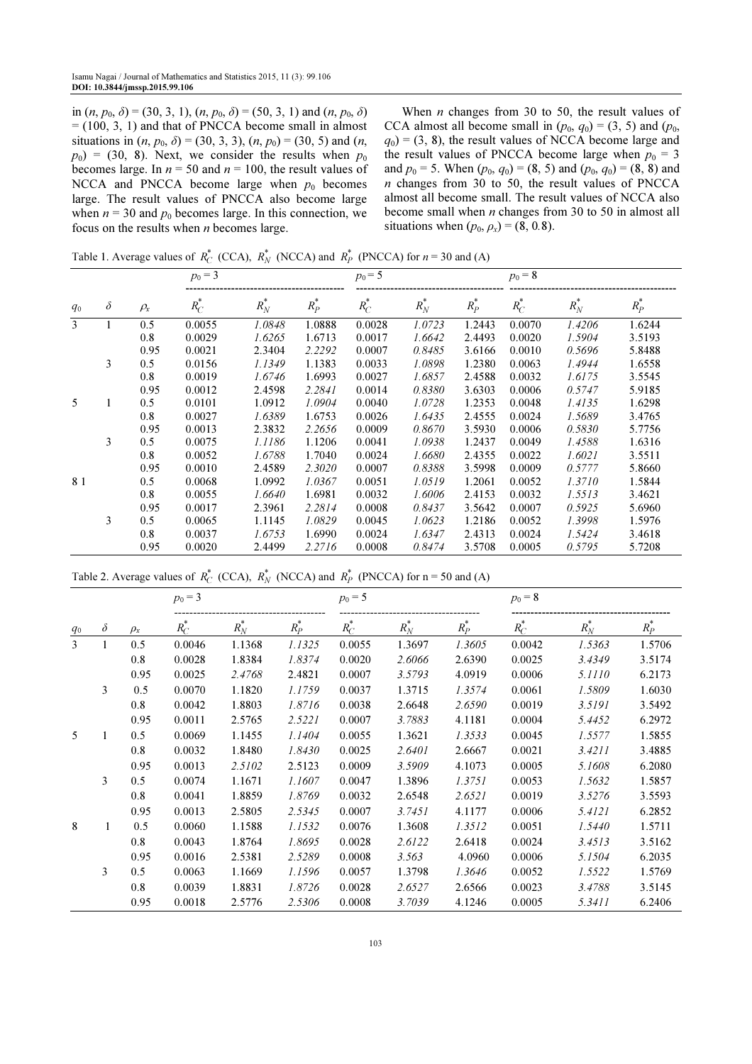in $(n, p_0, \delta) = (30, 3, 1)$, $(n, p_0, \delta) = (50, 3, 1)$ and $(n, p_0, \delta) = (100, 3, 1)$ and that of PNCCA become small in almost situations in $(n, p_0, \delta) = (30, 3, 3)$, $(n, p_0) = (30, 5)$ and $(n, p_0) = (30, 8)$. Next, we consider the results when $p_0$ becomes large. In $n = 50$ and $n = 100$, the result values of NCCA and PNCCA become large when $p_0$ becomes large. The result values of PNCCA also become large when $n = 30$ and $p_0$ becomes large. In this connection, we focus on the results when $n$ becomes large.

When $n$ changes from 30 to 50, the result values of CCA almost all become small in $(p_0, q_0) = (3, 5)$ and $(p_0, q_0) = (3, 8)$, the result values of NCCA become large and the result values of PNCCA become large when $p_0 = 3$ and $p_0 = 5$. When $(p_0, q_0) = (8, 5)$ and $(p_0, q_0) = (8, 8)$ and $n$ changes from 30 to 50, the result values of PNCCA almost all become small. The result values of NCCA also become small when $n$ changes from 30 to 50 in almost all situations when $(p_0, \rho_x) = (8, 0.8)$.

Table 1. Average values of $R_C^*$ (CCA), $R_N^*$ (NCCA) and $R_P^*$ (PNCCA) for $n = 30$ and (A)

| | | | $p_0 = 3$ | | | $p_0 = 5$ | | | $p_0 = 8$ | | |
|---|---|---|---|---|---|---|---|---|---|---|---|
| $q_0$ | $\delta$ | $\rho_x$ | $R_C^*$ | $R_N^*$ | $R_P^*$ | $R_C^*$ | $R_N^*$ | $R_P^*$ | $R_C^*$ | $R_N^*$ | $R_P^*$ |
| 3 | 1 | 0.5 | 0.0055 | *1.0848* | 1.0888 | 0.0028 | *1.0723* | 1.2443 | 0.0070 | *1.4206* | 1.6244 |
| | | 0.8 | 0.0029 | *1.6265* | 1.6713 | 0.0017 | *1.6642* | 2.4493 | 0.0020 | *1.5904* | 3.5193 |
| | | 0.95 | 0.0021 | 2.3404 | *2.2292* | 0.0007 | *0.8485* | 3.6166 | 0.0010 | *0.5696* | 5.8488 |
| | 3 | 0.5 | 0.0156 | *1.1349* | 1.1383 | 0.0033 | *1.0898* | 1.2380 | 0.0063 | *1.4944* | 1.6558 |
| | | 0.8 | 0.0019 | *1.6746* | 1.6993 | 0.0027 | *1.6857* | 2.4588 | 0.0032 | *1.6175* | 3.5545 |
| | | 0.95 | 0.0012 | 2.4598 | *2.2841* | 0.0014 | *0.8380* | 3.6303 | 0.0006 | *0.5747* | 5.9185 |
| 5 | 1 | 0.5 | 0.0101 | 1.0912 | *1.0904* | 0.0040 | *1.0728* | 1.2353 | 0.0048 | *1.4135* | 1.6298 |
| | | 0.8 | 0.0027 | *1.6389* | 1.6753 | 0.0026 | *1.6435* | 2.4555 | 0.0024 | *1.5689* | 3.4765 |
| | | 0.95 | 0.0013 | 2.3832 | *2.2656* | 0.0009 | *0.8670* | 3.5930 | 0.0006 | *0.5830* | 5.7756 |
| | 3 | 0.5 | 0.0075 | *1.1186* | 1.1206 | 0.0041 | *1.0938* | 1.2437 | 0.0049 | *1.4588* | 1.6316 |
| | | 0.8 | 0.0052 | *1.6788* | 1.7040 | 0.0024 | *1.6680* | 2.4355 | 0.0022 | *1.6021* | 3.5511 |
| | | 0.95 | 0.0010 | 2.4589 | *2.3020* | 0.0007 | *0.8388* | 3.5998 | 0.0009 | *0.5777* | 5.8660 |
| 8 | 1 | 0.5 | 0.0068 | 1.0992 | *1.0367* | 0.0051 | *1.0519* | 1.2061 | 0.0052 | *1.3710* | 1.5844 |
| | | 0.8 | 0.0055 | *1.6640* | 1.6981 | 0.0032 | *1.6006* | 2.4153 | 0.0032 | *1.5513* | 3.4621 |
| | | 0.95 | 0.0017 | 2.3961 | *2.2814* | 0.0008 | *0.8437* | 3.5642 | 0.0007 | *0.5925* | 5.6960 |
| | 3 | 0.5 | 0.0065 | 1.1145 | *1.0829* | 0.0045 | *1.0623* | 1.2186 | 0.0052 | *1.3998* | 1.5976 |
| | | 0.8 | 0.0037 | *1.6753* | 1.6990 | 0.0024 | *1.6347* | 2.4313 | 0.0024 | *1.5424* | 3.4618 |
| | | 0.95 | 0.0020 | 2.4499 | *2.2716* | 0.0008 | *0.8474* | 3.5708 | 0.0005 | *0.5795* | 5.7208 |

Table 2. Average values of $R_C^*$ (CCA), $R_N^*$ (NCCA) and $R_P^*$ (PNCCA) for $n = 50$ and (A)

| | | | $p_0 = 3$ | | | $p_0 = 5$ | | | $p_0 = 8$ | | |
|---|---|---|---|---|---|---|---|---|---|---|---|
| $q_0$ | $\delta$ | $\rho_x$ | $R_C^*$ | $R_N^*$ | $R_P^*$ | $R_C^*$ | $R_N^*$ | $R_P^*$ | $R_C^*$ | $R_N^*$ | $R_P^*$ |
| 3 | 1 | 0.5 | 0.0046 | 1.1368 | *1.1325* | 0.0055 | 1.3697 | *1.3605* | 0.0042 | *1.5363* | 1.5706 |
| | | 0.8 | 0.0028 | 1.8384 | *1.8374* | 0.0020 | *2.6066* | 2.6390 | 0.0025 | *3.4349* | 3.5174 |
| | | 0.95 | 0.0025 | *2.4768* | 2.4821 | 0.0007 | *3.5793* | 4.0919 | 0.0006 | *5.1110* | 6.2173 |
| | 3 | 0.5 | 0.0070 | 1.1820 | *1.1759* | 0.0037 | 1.3715 | *1.3574* | 0.0061 | *1.5809* | 1.6030 |
| | | 0.8 | 0.0042 | 1.8803 | *1.8716* | 0.0038 | 2.6648 | *2.6590* | 0.0019 | *3.5191* | 3.5492 |
| | | 0.95 | 0.0011 | 2.5765 | *2.5221* | 0.0007 | *3.7883* | 4.1181 | 0.0004 | *5.4452* | 6.2972 |
| 5 | 1 | 0.5 | 0.0069 | 1.1455 | *1.1404* | 0.0055 | 1.3621 | *1.3533* | 0.0045 | *1.5577* | 1.5855 |
| | | 0.8 | 0.0032 | 1.8480 | *1.8430* | 0.0025 | *2.6401* | 2.6667 | 0.0021 | *3.4211* | 3.4885 |
| | | 0.95 | 0.0013 | *2.5102* | 2.5123 | 0.0009 | *3.5909* | 4.1073 | 0.0005 | *5.1608* | 6.2080 |
| | 3 | 0.5 | 0.0074 | 1.1671 | *1.1607* | 0.0047 | 1.3896 | *1.3751* | 0.0053 | *1.5632* | 1.5857 |
| | | 0.8 | 0.0041 | 1.8859 | *1.8769* | 0.0032 | 2.6548 | *2.6521* | 0.0019 | *3.5276* | 3.5593 |
| | | 0.95 | 0.0013 | 2.5805 | *2.5345* | 0.0007 | *3.7451* | 4.1177 | 0.0006 | *5.4121* | 6.2852 |
| 8 | 1 | 0.5 | 0.0060 | 1.1588 | *1.1532* | 0.0076 | 1.3608 | *1.3512* | 0.0051 | *1.5440* | 1.5711 |
| | | 0.8 | 0.0043 | 1.8764 | *1.8695* | 0.0028 | *2.6122* | 2.6418 | 0.0024 | *3.4513* | 3.5162 |
| | | 0.95 | 0.0016 | 2.5381 | *2.5289* | 0.0008 | *3.563* | 4.0960 | 0.0006 | *5.1504* | 6.2035 |
| | 3 | 0.5 | 0.0063 | 1.1669 | *1.1596* | 0.0057 | 1.3798 | *1.3646* | 0.0052 | *1.5522* | 1.5769 |
| | | 0.8 | 0.0039 | 1.8831 | *1.8726* | 0.0028 | *2.6527* | 2.6566 | 0.0023 | *3.4788* | 3.5145 |
| | | 0.95 | 0.0018 | 2.5776 | *2.5306* | 0.0008 | *3.7039* | 4.1246 | 0.0005 | *5.3411* | 6.2406 |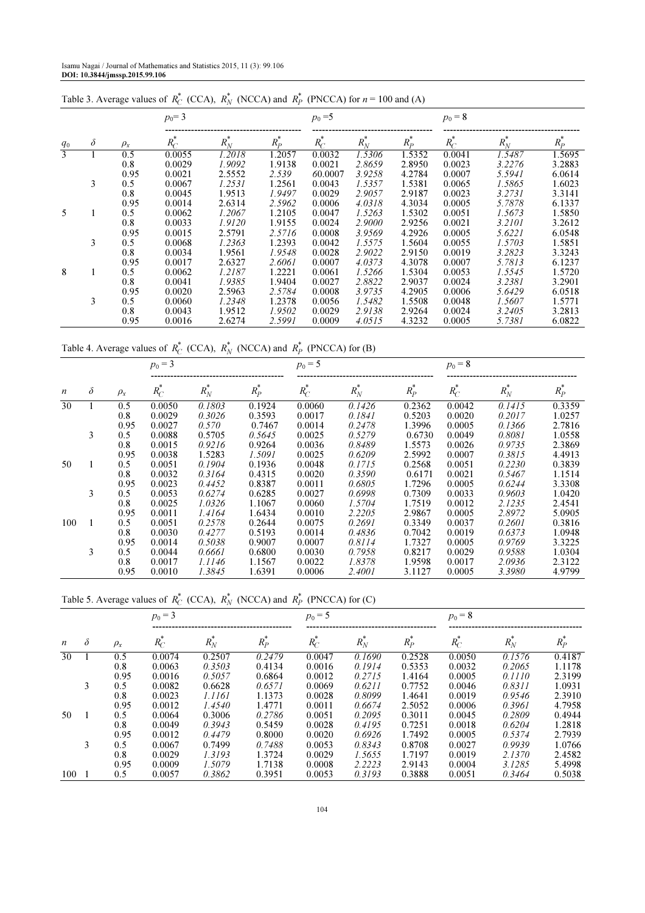Table 3. Average values of $R_C^*$ (CCA), $R_N^*$ (NCCA) and $R_P^*$ (PNCCA) for $n = 100$ and (A)

| | | | $p_0 = 3$ | | | $p_0 = 5$ | | | $p_0 = 8$ | | |
|---|---|---|---|---|---|---|---|---|---|---|---|
| $q_0$ | $\delta$ | $\rho_x$ | $R_C^*$ | $R_N^*$ | $R_P^*$ | $R_C^*$ | $R_N^*$ | $R_P^*$ | $R_C^*$ | $R_N^*$ | $R_P^*$ |
| 3 | 1 | 0.5 | 0.0055 | *1.2018* | 1.2057 | 0.0032 | *1.5306* | 1.5352 | 0.0041 | *1.5487* | 1.5695 |
| | | 0.8 | 0.0029 | *1.9092* | 1.9138 | 0.0021 | *2.8659* | 2.8950 | 0.0023 | *3.2276* | 3.2883 |
| | | 0.95 | 0.0021 | 2.5552 | *2.539* | 60.0007 | *3.9258* | 4.2784 | 0.0007 | *5.5941* | 6.0614 |
| | 3 | 0.5 | 0.0067 | *1.2531* | 1.2561 | 0.0043 | *1.5357* | 1.5381 | 0.0065 | *1.5865* | 1.6023 |
| | | 0.8 | 0.0045 | 1.9513 | *1.9497* | 0.0029 | *2.9057* | 2.9187 | 0.0023 | *3.2731* | 3.3141 |
| | | 0.95 | 0.0014 | 2.6314 | *2.5962* | 0.0006 | *4.0318* | 4.3034 | 0.0005 | *5.7878* | 6.1337 |
| 5 | 1 | 0.5 | 0.0062 | *1.2067* | 1.2105 | 0.0047 | *1.5263* | 1.5302 | 0.0051 | *1.5673* | 1.5850 |
| | | 0.8 | 0.0033 | *1.9120* | 1.9155 | 0.0024 | *2.9000* | 2.9256 | 0.0021 | *3.2101* | 3.2612 |
| | | 0.95 | 0.0015 | 2.5791 | *2.5716* | 0.0008 | *3.9569* | 4.2926 | 0.0005 | *5.6221* | 6.0548 |
| | 3 | 0.5 | 0.0068 | *1.2363* | 1.2393 | 0.0042 | *1.5575* | 1.5604 | 0.0055 | *1.5703* | 1.5851 |
| | | 0.8 | 0.0034 | 1.9561 | *1.9548* | 0.0028 | *2.9022* | 2.9150 | 0.0019 | *3.2823* | 3.3243 |
| | | 0.95 | 0.0017 | 2.6327 | *2.6061* | 0.0007 | *4.0373* | 4.3078 | 0.0007 | *5.7813* | 6.1237 |
| 8 | 1 | 0.5 | 0.0062 | *1.2187* | 1.2221 | 0.0061 | *1.5266* | 1.5304 | 0.0053 | *1.5545* | 1.5720 |
| | | 0.8 | 0.0041 | *1.9385* | 1.9404 | 0.0027 | *2.8822* | 2.9037 | 0.0024 | *3.2381* | 3.2901 |
| | | 0.95 | 0.0020 | 2.5963 | *2.5784* | 0.0008 | *3.9735* | 4.2905 | 0.0006 | *5.6429* | 6.0518 |
| | 3 | 0.5 | 0.0060 | *1.2348* | 1.2378 | 0.0056 | *1.5482* | 1.5508 | 0.0048 | *1.5607* | 1.5771 |
| | | 0.8 | 0.0043 | 1.9512 | *1.9502* | 0.0029 | *2.9138* | 2.9264 | 0.0024 | *3.2405* | 3.2813 |
| | | 0.95 | 0.0016 | 2.6274 | *2.5991* | 0.0009 | *4.0515* | 4.3232 | 0.0005 | *5.7381* | 6.0822 |

Table 4. Average values of $R_C^*$ (CCA), $R_N^*$ (NCCA) and $R_P^*$ (PNCCA) for (B)

| | | | $p_0 = 3$ | | | $p_0 = 5$ | | | $p_0 = 8$ | | |
|---|---|---|---|---|---|---|---|---|---|---|---|
| $n$ | $\delta$ | $\rho_x$ | $R_C^*$ | $R_N^*$ | $R_P^*$ | $R_C^*$ | $R_N^*$ | $R_P^*$ | $R_C^*$ | $R_N^*$ | $R_P^*$ |
| 30 | 1 | 0.5 | 0.0050 | *0.1803* | 0.1924 | 0.0060 | *0.1426* | 0.2362 | 0.0042 | *0.1415* | 0.3359 |
| | | 0.8 | 0.0029 | *0.3026* | 0.3593 | 0.0017 | *0.1841* | 0.5203 | 0.0020 | *0.2017* | 1.0257 |
| | | 0.95 | 0.0027 | *0.570* | 0.7467 | 0.0014 | *0.2478* | 1.3996 | 0.0005 | *0.1366* | 2.7816 |
| | 3 | 0.5 | 0.0088 | 0.5705 | *0.5645* | 0.0025 | *0.5279* | 0.6730 | 0.0049 | *0.8081* | 1.0558 |
| | | 0.8 | 0.0015 | *0.9216* | 0.9264 | 0.0036 | *0.8489* | 1.5573 | 0.0026 | *0.9735* | 2.3869 |
| | | 0.95 | 0.0038 | 1.5283 | *1.5091* | 0.0025 | *0.6209* | 2.5992 | 0.0007 | *0.3815* | 4.4913 |
| 50 | 1 | 0.5 | 0.0051 | *0.1904* | 0.1936 | 0.0048 | *0.1715* | 0.2568 | 0.0051 | *0.2230* | 0.3839 |
| | | 0.8 | 0.0032 | *0.3164* | 0.4315 | 0.0020 | *0.3590* | 0.6171 | 0.0021 | *0.5467* | 1.1514 |
| | | 0.95 | 0.0023 | *0.4452* | 0.8387 | 0.0011 | *0.6805* | 1.7296 | 0.0005 | *0.6244* | 3.3308 |
| | 3 | 0.5 | 0.0053 | *0.6274* | 0.6285 | 0.0027 | *0.6998* | 0.7309 | 0.0033 | *0.9603* | 1.0420 |
| | | 0.8 | 0.0025 | *1.0326* | 1.1067 | 0.0060 | *1.5704* | 1.7519 | 0.0012 | *2.1235* | 2.4541 |
| | | 0.95 | 0.0011 | *1.4164* | 1.6434 | 0.0010 | *2.2205* | 2.9867 | 0.0005 | *2.8972* | 5.0905 |
| 100 | 1 | 0.5 | 0.0051 | *0.2578* | 0.2644 | 0.0075 | *0.2691* | 0.3349 | 0.0037 | *0.2601* | 0.3816 |
| | | 0.8 | 0.0030 | *0.4277* | 0.5193 | 0.0014 | *0.4836* | 0.7042 | 0.0019 | *0.6373* | 1.0948 |
| | | 0.95 | 0.0014 | *0.5038* | 0.9007 | 0.0007 | *0.8114* | 1.7327 | 0.0005 | *0.9769* | 3.3225 |
| | 3 | 0.5 | 0.0044 | *0.6661* | 0.6800 | 0.0030 | *0.7958* | 0.8217 | 0.0029 | *0.9588* | 1.0304 |
| | | 0.8 | 0.0017 | *1.1146* | 1.1567 | 0.0022 | *1.8378* | 1.9598 | 0.0017 | *2.0936* | 2.3122 |
| | | 0.95 | 0.0010 | *1.3845* | 1.6391 | 0.0006 | *2.4001* | 3.1127 | 0.0005 | *3.3980* | 4.9799 |

Table 5. Average values of $R_C^*$ (CCA), $R_N^*$ (NCCA) and $R_P^*$ (PNCCA) for (C)

| | | | $p_0 = 3$ | | | $p_0 = 5$ | | | $p_0 = 8$ | | |
|---|---|---|---|---|---|---|---|---|---|---|---|
| $n$ | $\delta$ | $\rho_x$ | $R_C^*$ | $R_N^*$ | $R_P^*$ | $R_C^*$ | $R_N^*$ | $R_P^*$ | $R_C^*$ | $R_N^*$ | $R_P^*$ |
| 30 | 1 | 0.5 | 0.0074 | 0.2507 | *0.2479* | 0.0047 | *0.1690* | 0.2528 | 0.0050 | *0.1576* | 0.4187 |
| | | 0.8 | 0.0063 | *0.3503* | 0.4134 | 0.0016 | *0.1914* | 0.5353 | 0.0032 | *0.2065* | 1.1178 |
| | | 0.95 | 0.0016 | *0.5057* | 0.6864 | 0.0012 | *0.2715* | 1.4164 | 0.0005 | *0.1110* | 2.3199 |
| | 3 | 0.5 | 0.0082 | 0.6628 | *0.6571* | 0.0069 | *0.6211* | 0.7752 | 0.0046 | *0.8311* | 1.0931 |
| | | 0.8 | 0.0023 | *1.1161* | 1.1373 | 0.0028 | *0.8099* | 1.4641 | 0.0019 | *0.9546* | 2.3910 |
| | | 0.95 | 0.0012 | *1.4540* | 1.4771 | 0.0011 | *0.6674* | 2.5052 | 0.0006 | *0.3961* | 4.7958 |
| 50 | 1 | 0.5 | 0.0064 | 0.3006 | *0.2786* | 0.0051 | *0.2095* | 0.3011 | 0.0045 | *0.2809* | 0.4944 |
| | | 0.8 | 0.0049 | *0.3943* | 0.5459 | 0.0028 | *0.4195* | 0.7251 | 0.0018 | *0.6204* | 1.2818 |
| | | 0.95 | 0.0012 | *0.4479* | 0.8000 | 0.0020 | *0.6926* | 1.7492 | 0.0005 | *0.5374* | 2.7939 |
| | 3 | 0.5 | 0.0067 | 0.7499 | *0.7488* | 0.0053 | *0.8343* | 0.8708 | 0.0027 | *0.9939* | 1.0766 |
| | | 0.8 | 0.0029 | *1.3193* | 1.3724 | 0.0029 | *1.5655* | 1.7197 | 0.0019 | *2.1370* | 2.4582 |
| | | 0.95 | 0.0009 | *1.5079* | 1.7138 | 0.0008 | *2.2223* | 2.9143 | 0.0004 | *3.1285* | 5.4998 |
| 100 | 1 | 0.5 | 0.0057 | *0.3862* | 0.3951 | 0.0053 | *0.3193* | 0.3888 | 0.0051 | *0.3464* | 0.5038 |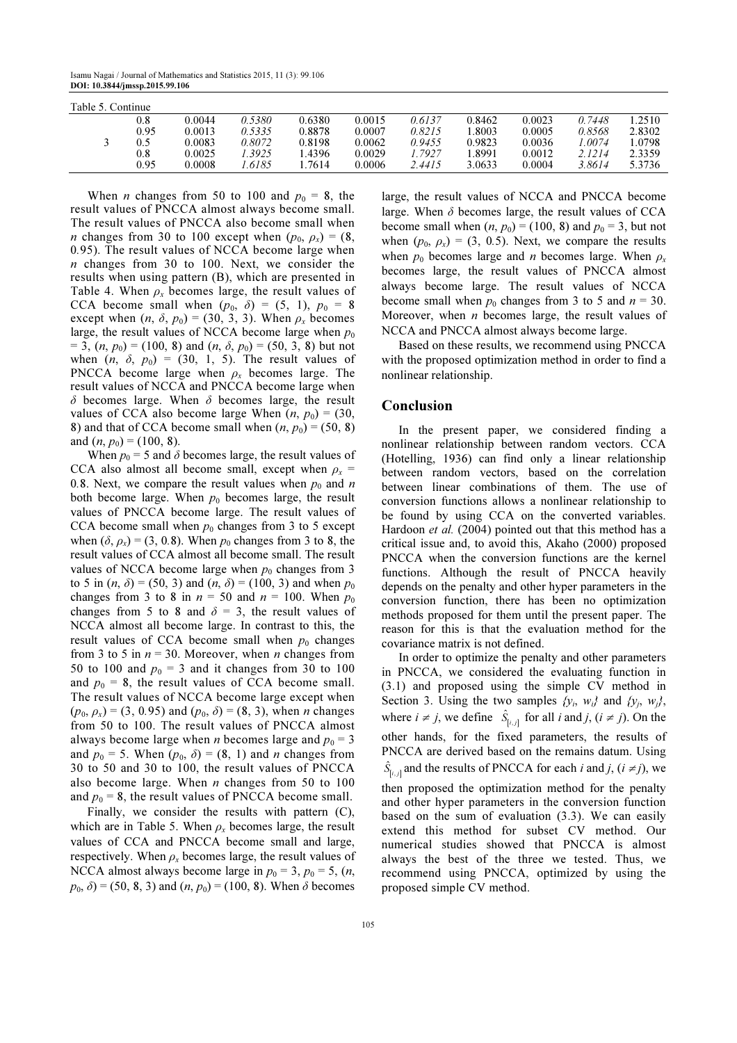Table 5. Continue

| | | | | | | | | | |
|---|---|---|---|---|---|---|---|---|---|
| | 0.8 | 0.0044 | *0.5380* | 0.6380 | 0.0015 | *0.6137* | 0.8462 | 0.0023 | *0.7448* | 1.2510 |
| | 0.95 | 0.0013 | *0.5335* | 0.8878 | 0.0007 | *0.8215* | 1.8003 | 0.0005 | *0.8568* | 2.8302 |
| 3 | 0.5 | 0.0083 | *0.8072* | 0.8198 | 0.0062 | *0.9455* | 0.9823 | 0.0036 | *1.0074* | 1.0798 |
| | 0.8 | 0.0025 | *1.3925* | 1.4396 | 0.0029 | *1.7927* | 1.8991 | 0.0012 | *2.1214* | 2.3359 |
| | 0.95 | 0.0008 | *1.6185* | 1.7614 | 0.0006 | *2.4415* | 3.0633 | 0.0004 | *3.8614* | 5.3736 |

When $n$ changes from 50 to 100 and $p_0$ = 8, the result values of PNCCA almost always become small. The result values of PNCCA also become small when $n$ changes from 30 to 100 except when ($p_0$, $\rho_x$) = (8, 0.95). The result values of NCCA become large when $n$ changes from 30 to 100. Next, we consider the results when using pattern (B), which are presented in Table 4. When $\rho_x$ becomes large, the result values of CCA become small when ($p_0$, $\delta$) = (5, 1), $p_0$ = 8 except when ($n$, $\delta$, $p_0$) = (30, 3, 3). When $\rho_x$ becomes large, the result values of NCCA become large when $p_0$ = 3, ($n$, $p_0$) = (100, 8) and ($n$, $\delta$, $p_0$) = (50, 3, 8) but not when ($n$, $\delta$, $p_0$) = (30, 1, 5). The result values of PNCCA become large when $\rho_x$ becomes large. The result values of NCCA and PNCCA become large when $\delta$ becomes large. When $\delta$ becomes large, the result values of CCA also become large When ($n$, $p_0$) = (30, 8) and that of CCA become small when ($n$, $p_0$) = (50, 8) and ($n$, $p_0$) = (100, 8).

When $p_0$ = 5 and $\delta$ becomes large, the result values of CCA also almost all become small, except when $\rho_x$ = 0.8. Next, we compare the result values when $p_0$ and $n$ both become large. When $p_0$ becomes large, the result values of PNCCA become large. The result values of CCA become small when $p_0$ changes from 3 to 5 except when ($\delta$, $\rho_x$) = (3, 0.8). When $p_0$ changes from 3 to 8, the result values of CCA almost all become small. The result values of NCCA become large when $p_0$ changes from 3 to 5 in ($n$, $\delta$) = (50, 3) and ($n$, $\delta$) = (100, 3) and when $p_0$ changes from 3 to 8 in $n$ = 50 and $n$ = 100. When $p_0$ changes from 5 to 8 and $\delta$ = 3, the result values of NCCA almost all become large. In contrast to this, the result values of CCA become small when $p_0$ changes from 3 to 5 in $n$ = 30. Moreover, when $n$ changes from 50 to 100 and $p_0$ = 3 and it changes from 30 to 100 and $p_0$ = 8, the result values of CCA become small. The result values of NCCA become large except when ($p_0$, $\rho_x$) = (3, 0.95) and ($p_0$, $\delta$) = (8, 3), when $n$ changes from 50 to 100. The result values of PNCCA almost always become large when $n$ becomes large and $p_0$ = 3 and $p_0$ = 5. When ($p_0$, $\delta$) = (8, 1) and $n$ changes from 30 to 50 and 30 to 100, the result values of PNCCA also become large. When $n$ changes from 50 to 100 and $p_0$ = 8, the result values of PNCCA become small.

Finally, we consider the results with pattern (C), which are in Table 5. When $\rho_x$ becomes large, the result values of CCA and PNCCA become small and large, respectively. When $\rho_x$ becomes large, the result values of NCCA almost always become large in $p_0$ = 3, $p_0$ = 5, ($n$, $p_0$, $\delta$) = (50, 8, 3) and ($n$, $p_0$) = (100, 8). When $\delta$ becomes large, the result values of NCCA and PNCCA become large. When $\delta$ becomes large, the result values of CCA become small when ($n$, $p_0$) = (100, 8) and $p_0$ = 3, but not when ($p_0$, $\rho_x$) = (3, 0.5). Next, we compare the results when $p_0$ becomes large and $n$ becomes large. When $\rho_x$ becomes large, the result values of PNCCA almost always become large. The result values of NCCA become small when $p_0$ changes from 3 to 5 and $n$ = 30. Moreover, when $n$ becomes large, the result values of NCCA and PNCCA almost always become large.

Based on these results, we recommend using PNCCA with the proposed optimization method in order to find a nonlinear relationship.

## Conclusion

In the present paper, we considered finding a nonlinear relationship between random vectors. CCA (Hotelling, 1936) can find only a linear relationship between random vectors, based on the correlation between linear combinations of them. The use of conversion functions allows a nonlinear relationship to be found by using CCA on the converted variables. Hardoon *et al.* (2004) pointed out that this method has a critical issue and, to avoid this, Akaho (2000) proposed PNCCA when the conversion functions are the kernel functions. Although the result of PNCCA heavily depends on the penalty and other hyper parameters in the conversion function, there has been no optimization methods proposed for them until the present paper. The reason for this is that the evaluation method for the covariance matrix is not defined.

In order to optimize the penalty and other parameters in PNCCA, we considered the evaluating function in (3.1) and proposed using the simple CV method in Section 3. Using the two samples $\{y_i, w_i\}$ and $\{y_j, w_j\}$, where $i \neq j$, we define $\hat{S}_{[i,j]}$ for all $i$ and $j$, ($i \neq j$). On the other hands, for the fixed parameters, the results of PNCCA are derived based on the remains datum. Using $\hat{S}_{[i,j]}$ and the results of PNCCA for each $i$ and $j$, ($i \neq j$), we then proposed the optimization method for the penalty and other hyper parameters in the conversion function based on the sum of evaluation (3.3). We can easily extend this method for subset CV method. Our numerical studies showed that PNCCA is almost always the best of the three we tested. Thus, we recommend using PNCCA, optimized by using the proposed simple CV method.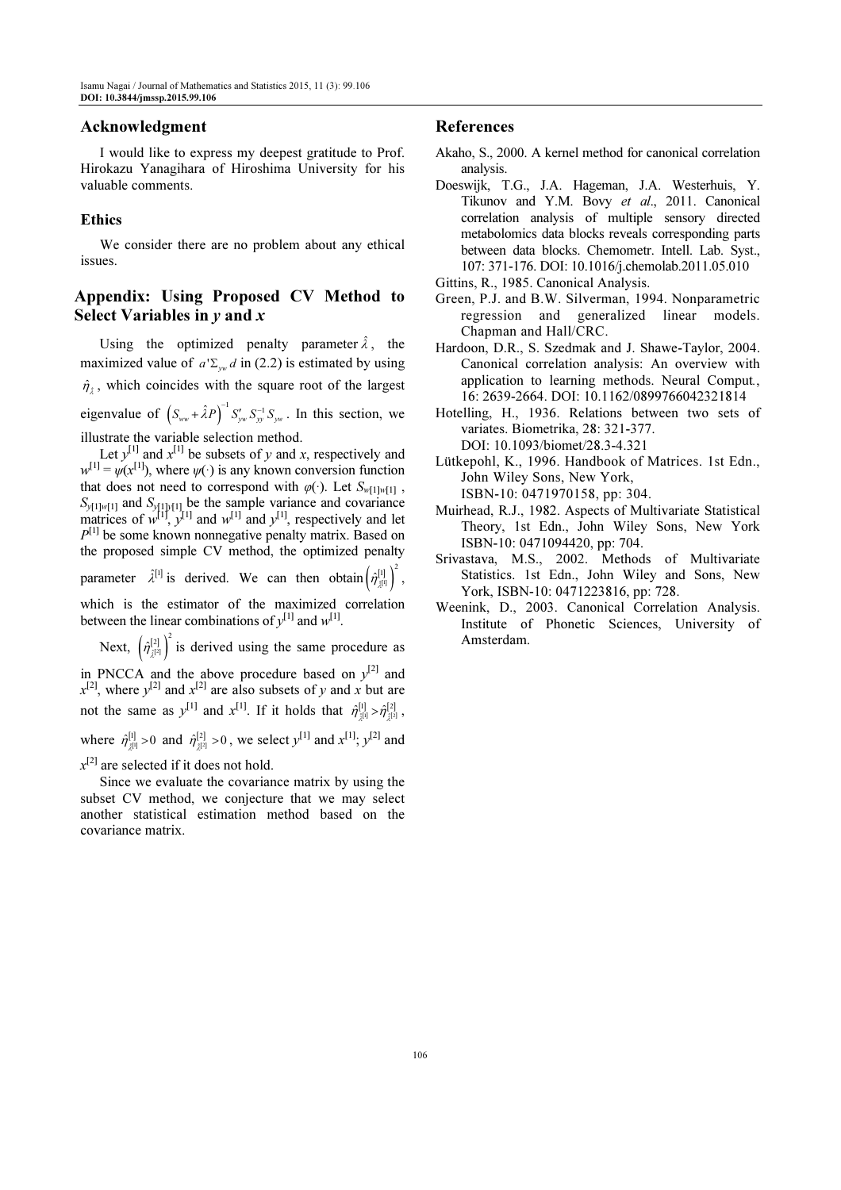## Acknowledgment

I would like to express my deepest gratitude to Prof. Hirokazu Yanagihara of Hiroshima University for his valuable comments.

### Ethics

We consider there are no problem about any ethical issues.

## Appendix: Using Proposed CV Method to Select Variables in *y* and *x*

Using the optimized penalty parameter $\hat{\lambda}$, the maximized value of $a'\Sigma_{yw}d$ in (2.2) is estimated by using $\hat{\eta}_{\hat{\lambda}}$, which coincides with the square root of the largest eigenvalue of $\left(S_{ww}+\hat{\lambda}P\right)^{-1}S'_{yw}S_{yy}^{-1}S_{yw}$. In this section, we illustrate the variable selection method.

Let $y^{[1]}$ and $x^{[1]}$ be subsets of $y$ and $x$, respectively and $w^{[1]}=\psi(x^{[1]})$, where $\psi(\cdot)$ is any known conversion function that does not need to correspond with $\varphi(\cdot)$. Let $S_{w[1]w[1]}$, $S_{y[1]w[1]}$ and $S_{y[1]y[1]}$ be the sample variance and covariance matrices of $w^{[1]}$, $y^{[1]}$ and $w^{[1]}$ and $y^{[1]}$, respectively and let $P^{[1]}$ be some known nonnegative penalty matrix. Based on the proposed simple CV method, the optimized penalty parameter $\hat{\lambda}^{[1]}$ is derived. We can then obtain $\left(\hat{\eta}^{[1]}_{\hat{\lambda}^{[1]}}\right)^2$, which is the estimator of the maximized correlation between the linear combinations of $y^{[1]}$ and $w^{[1]}$.

Next, $\left(\hat{\eta}^{[2]}_{\hat{\lambda}^{[2]}}\right)^2$ is derived using the same procedure as in PNCCA and the above procedure based on $y^{[2]}$ and $x^{[2]}$, where $y^{[2]}$ and $x^{[2]}$ are also subsets of $y$ and $x$ but are not the same as $y^{[1]}$ and $x^{[1]}$. If it holds that $\hat{\eta}^{[1]}_{\hat{\lambda}^{[1]}}>\hat{\eta}^{[2]}_{\hat{\lambda}^{[2]}}$, where $\hat{\eta}^{[1]}_{\hat{\lambda}^{[1]}}>0$ and $\hat{\eta}^{[2]}_{\hat{\lambda}^{[2]}}>0$, we select $y^{[1]}$ and $x^{[1]}$; $y^{[2]}$ and $x^{[2]}$ are selected if it does not hold.

Since we evaluate the covariance matrix by using the subset CV method, we conjecture that we may select another statistical estimation method based on the covariance matrix.

## References

Akaho, S., 2000. A kernel method for canonical correlation analysis.

Doeswijk, T.G., J.A. Hageman, J.A. Westerhuis, Y. Tikunov and Y.M. Bovy *et al*., 2011. Canonical correlation analysis of multiple sensory directed metabolomics data blocks reveals corresponding parts between data blocks. Chemometr. Intell. Lab. Syst., 107: 371-176. DOI: 10.1016/j.chemolab.2011.05.010

Gittins, R., 1985. Canonical Analysis.

Green, P.J. and B.W. Silverman, 1994. Nonparametric regression and generalized linear models. Chapman and Hall/CRC.

Hardoon, D.R., S. Szedmak and J. Shawe-Taylor, 2004. Canonical correlation analysis: An overview with application to learning methods. Neural Comput., 16: 2639-2664. DOI: 10.1162/0899766042321814

Hotelling, H., 1936. Relations between two sets of variates. Biometrika, 28: 321-377. DOI: 10.1093/biomet/28.3-4.321

Lütkepohl, K., 1996. Handbook of Matrices. 1st Edn., John Wiley Sons, New York, ISBN-10: 0471970158, pp: 304.

Muirhead, R.J., 1982. Aspects of Multivariate Statistical Theory, 1st Edn., John Wiley Sons, New York ISBN-10: 0471094420, pp: 704.

Srivastava, M.S., 2002. Methods of Multivariate Statistics. 1st Edn., John Wiley and Sons, New York, ISBN-10: 0471223816, pp: 728.

Weenink, D., 2003. Canonical Correlation Analysis. Institute of Phonetic Sciences, University of Amsterdam.